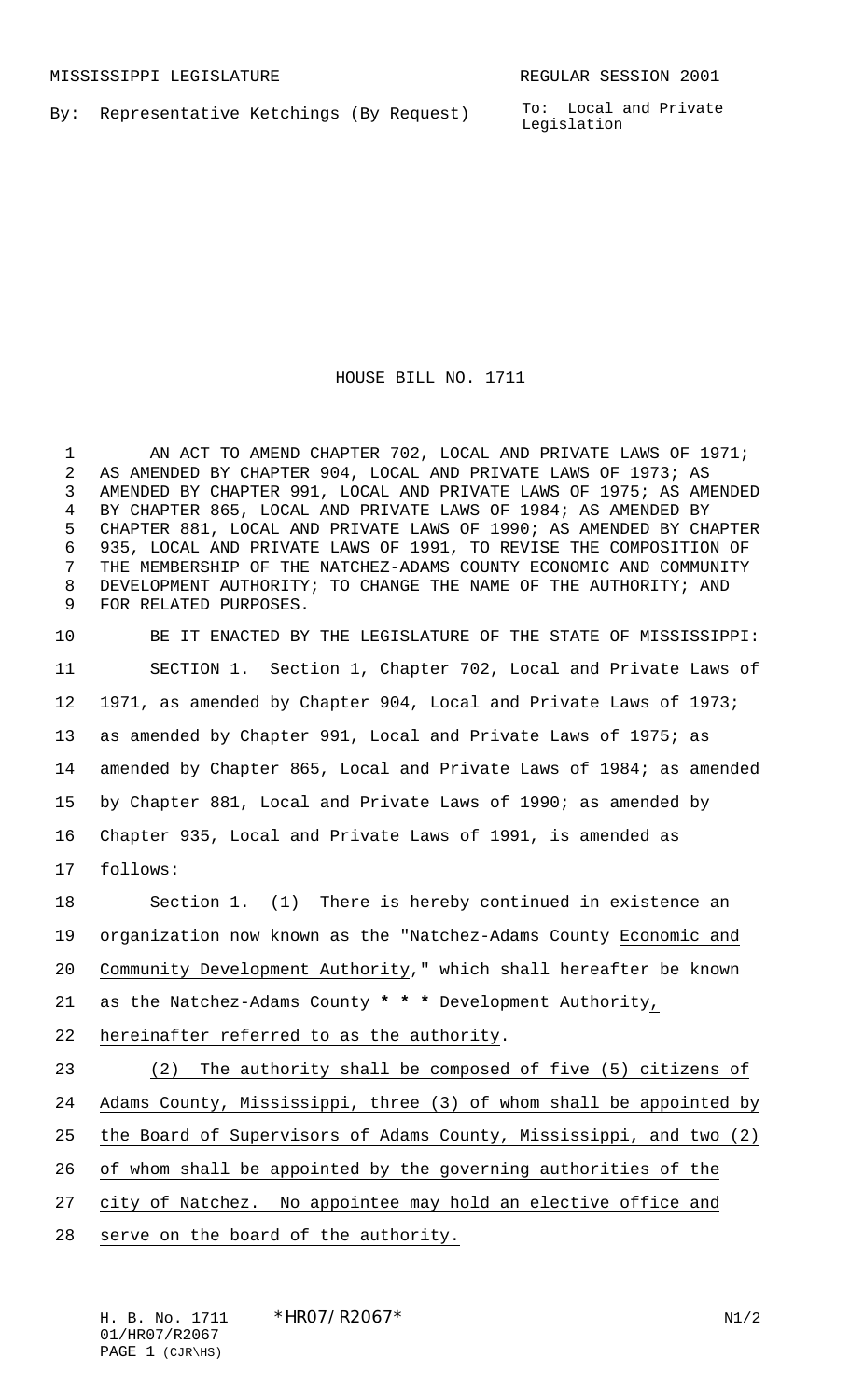MISSISSIPPI LEGISLATURE REGULAR SESSION 2001

By: Representative Ketchings (By Request)

To: Local and Private Legislation

# HOUSE BILL NO. 1711

AN ACT TO AMEND CHAPTER 702, LOCAL AND PRIVATE LAWS OF 1971; AS AMENDED BY CHAPTER 904, LOCAL AND PRIVATE LAWS OF 1973; AS AMENDED BY CHAPTER 991, LOCAL AND PRIVATE LAWS OF 1975; AS AMENDED BY CHAPTER 865, LOCAL AND PRIVATE LAWS OF 1984; AS AMENDED BY CHAPTER 881, LOCAL AND PRIVATE LAWS OF 1990; AS AMENDED BY CHAPTER 935, LOCAL AND PRIVATE LAWS OF 1991, TO REVISE THE COMPOSITION OF THE MEMBERSHIP OF THE NATCHEZ-ADAMS COUNTY ECONOMIC AND COMMUNITY DEVELOPMENT AUTHORITY; TO CHANGE THE NAME OF THE AUTHORITY; AND FOR RELATED PURPOSES.

BE IT ENACTED BY THE LEGISLATURE OF THE STATE OF MISSISSIPPI:

SECTION 1. Section 1, Chapter 702, Local and Private Laws of 1971, as amended by Chapter 904, Local and Private Laws of 1973; as amended by Chapter 991, Local and Private Laws of 1975; as amended by Chapter 865, Local and Private Laws of 1984; as amended by Chapter 881, Local and Private Laws of 1990; as amended by Chapter 935, Local and Private Laws of 1991, is amended as follows:

Section 1. (1) There is hereby continued in existence an organization now known as the "Natchez-Adams County Economic and Community Development Authority," which shall hereafter be known as the Natchez-Adams County * * * Development Authority, hereinafter referred to as the authority.

(2) The authority shall be composed of five (5) citizens of Adams County, Mississippi, three (3) of whom shall be appointed by the Board of Supervisors of Adams County, Mississippi, and two (2) of whom shall be appointed by the governing authorities of the city of Natchez. No appointee may hold an elective office and serve on the board of the authority.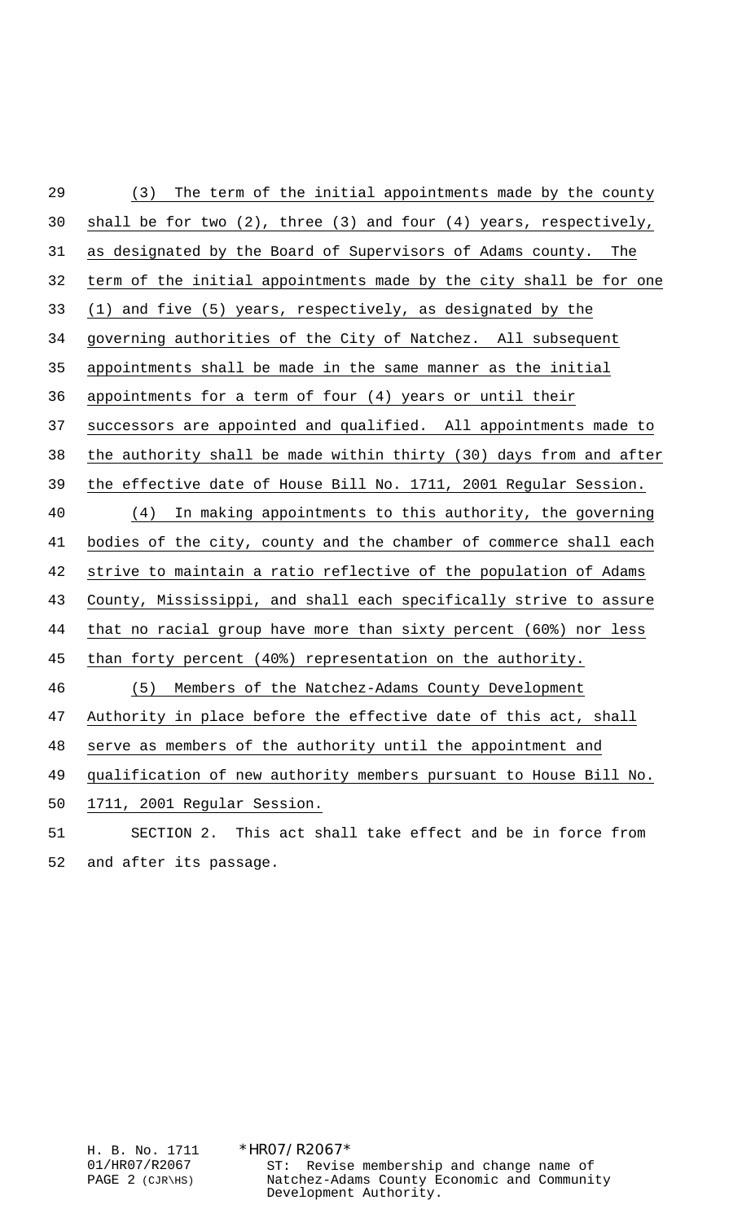(3) The term of the initial appointments made by the county shall be for two (2), three (3) and four (4) years, respectively, as designated by the Board of Supervisors of Adams county. The term of the initial appointments made by the city shall be for one (1) and five (5) years, respectively, as designated by the governing authorities of the City of Natchez. All subsequent appointments shall be made in the same manner as the initial appointments for a term of four (4) years or until their successors are appointed and qualified. All appointments made to the authority shall be made within thirty (30) days from and after the effective date of House Bill No. 1711, 2001 Regular Session.

(4) In making appointments to this authority, the governing bodies of the city, county and the chamber of commerce shall each strive to maintain a ratio reflective of the population of Adams County, Mississippi, and shall each specifically strive to assure that no racial group have more than sixty percent (60%) nor less than forty percent (40%) representation on the authority.

(5) Members of the Natchez-Adams County Development Authority in place before the effective date of this act, shall serve as members of the authority until the appointment and qualification of new authority members pursuant to House Bill No. 1711, 2001 Regular Session.

SECTION 2. This act shall take effect and be in force from and after its passage.

H. B. No. 1711 \*HR07/R2067\*
01/HR07/R2067
ST: Revise membership and change name of Natchez-Adams County Economic and Community Development Authority.